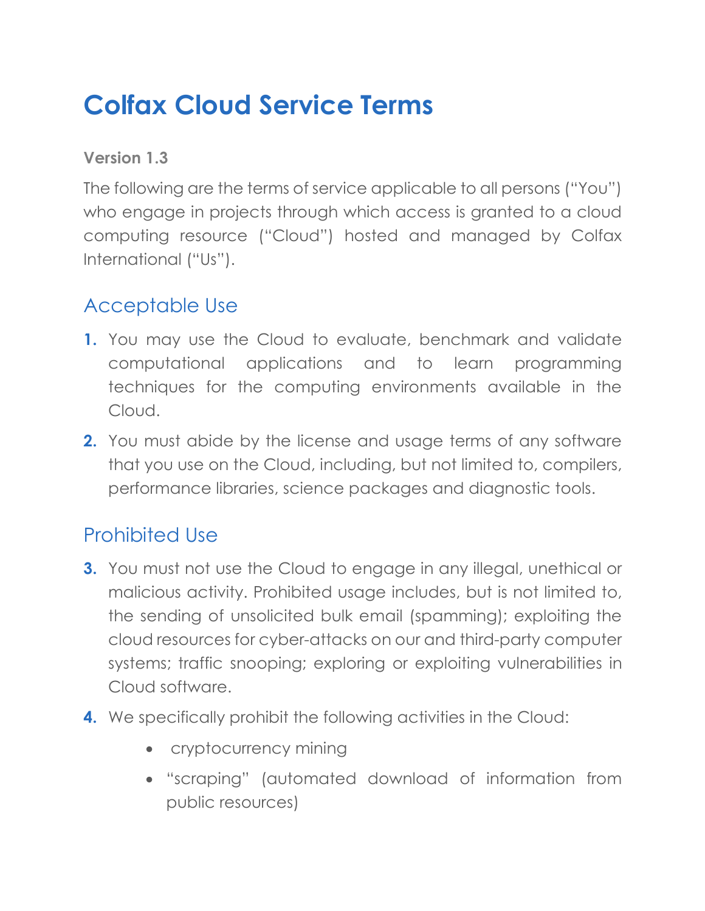# Colfax Cloud Service Terms

**Version 1.3**

The following are the terms of service applicable to all persons ("You") who engage in projects through which access is granted to a cloud computing resource ("Cloud") hosted and managed by Colfax International ("Us").

## Acceptable Use

1. You may use the Cloud to evaluate, benchmark and validate computational applications and to learn programming techniques for the computing environments available in the Cloud.
2. You must abide by the license and usage terms of any software that you use on the Cloud, including, but not limited to, compilers, performance libraries, science packages and diagnostic tools.

## Prohibited Use

3. You must not use the Cloud to engage in any illegal, unethical or malicious activity. Prohibited usage includes, but is not limited to, the sending of unsolicited bulk email (spamming); exploiting the cloud resources for cyber-attacks on our and third-party computer systems; traffic snooping; exploring or exploiting vulnerabilities in Cloud software.
4. We specifically prohibit the following activities in the Cloud:
    - cryptocurrency mining
    - "scraping" (automated download of information from public resources)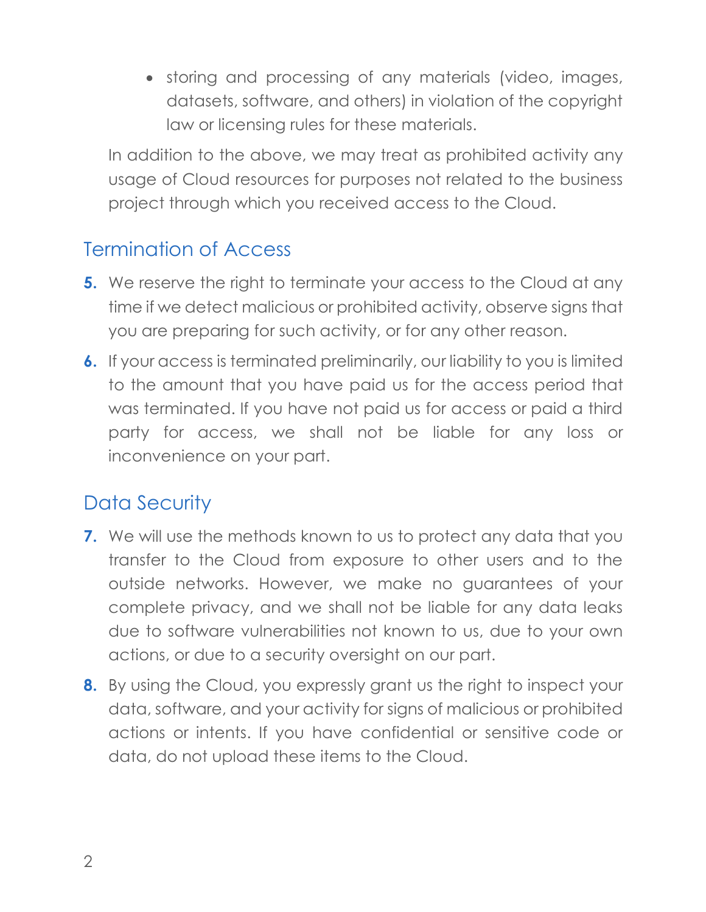- storing and processing of any materials (video, images, datasets, software, and others) in violation of the copyright law or licensing rules for these materials.

In addition to the above, we may treat as prohibited activity any usage of Cloud resources for purposes not related to the business project through which you received access to the Cloud.

## Termination of Access

5. We reserve the right to terminate your access to the Cloud at any time if we detect malicious or prohibited activity, observe signs that you are preparing for such activity, or for any other reason.
6. If your access is terminated preliminarily, our liability to you is limited to the amount that you have paid us for the access period that was terminated. If you have not paid us for access or paid a third party for access, we shall not be liable for any loss or inconvenience on your part.

## Data Security

7. We will use the methods known to us to protect any data that you transfer to the Cloud from exposure to other users and to the outside networks. However, we make no guarantees of your complete privacy, and we shall not be liable for any data leaks due to software vulnerabilities not known to us, due to your own actions, or due to a security oversight on our part.
8. By using the Cloud, you expressly grant us the right to inspect your data, software, and your activity for signs of malicious or prohibited actions or intents. If you have confidential or sensitive code or data, do not upload these items to the Cloud.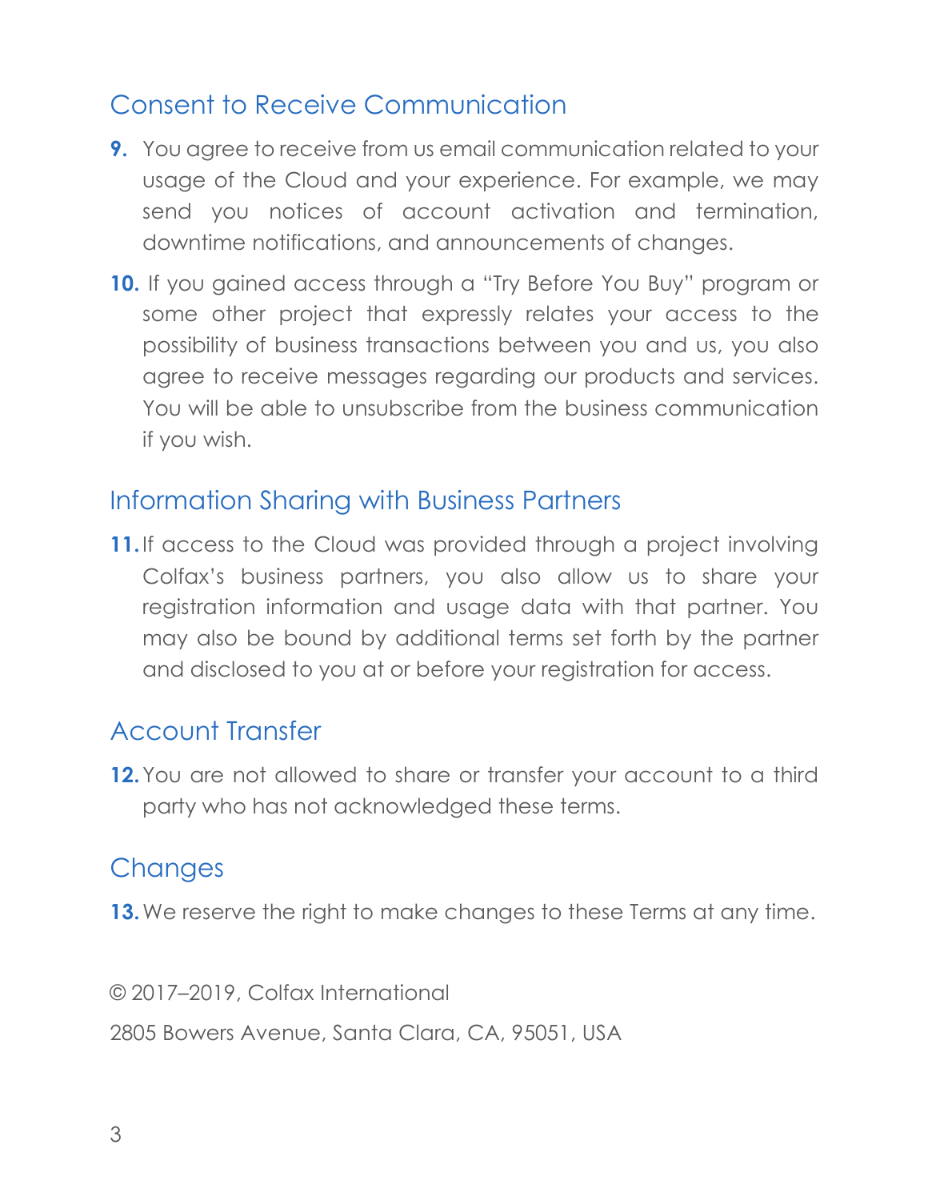## Consent to Receive Communication

**9.** You agree to receive from us email communication related to your usage of the Cloud and your experience. For example, we may send you notices of account activation and termination, downtime notifications, and announcements of changes.

**10.** If you gained access through a "Try Before You Buy" program or some other project that expressly relates your access to the possibility of business transactions between you and us, you also agree to receive messages regarding our products and services. You will be able to unsubscribe from the business communication if you wish.

## Information Sharing with Business Partners

**11.** If access to the Cloud was provided through a project involving Colfax's business partners, you also allow us to share your registration information and usage data with that partner. You may also be bound by additional terms set forth by the partner and disclosed to you at or before your registration for access.

## Account Transfer

**12.** You are not allowed to share or transfer your account to a third party who has not acknowledged these terms.

## Changes

**13.** We reserve the right to make changes to these Terms at any time.

© 2017–2019, Colfax International

2805 Bowers Avenue, Santa Clara, CA, 95051, USA